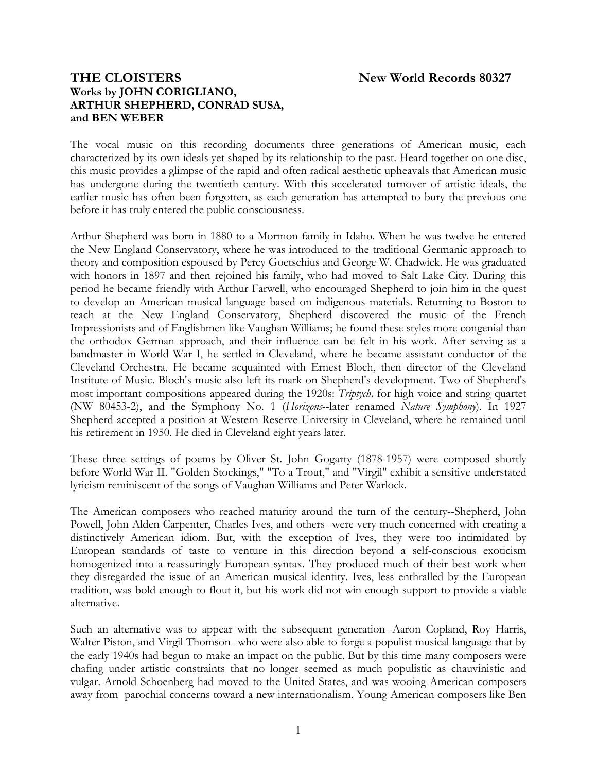# THE CLOISTERS

**New World Records 80327**

**Works by JOHN CORIGLIANO, ARTHUR SHEPHERD, CONRAD SUSA, and BEN WEBER**

The vocal music on this recording documents three generations of American music, each characterized by its own ideals yet shaped by its relationship to the past. Heard together on one disc, this music provides a glimpse of the rapid and often radical aesthetic upheavals that American music has undergone during the twentieth century. With this accelerated turnover of artistic ideals, the earlier music has often been forgotten, as each generation has attempted to bury the previous one before it has truly entered the public consciousness.

Arthur Shepherd was born in 1880 to a Mormon family in Idaho. When he was twelve he entered the New England Conservatory, where he was introduced to the traditional Germanic approach to theory and composition espoused by Percy Goetschius and George W. Chadwick. He was graduated with honors in 1897 and then rejoined his family, who had moved to Salt Lake City. During this period he became friendly with Arthur Farwell, who encouraged Shepherd to join him in the quest to develop an American musical language based on indigenous materials. Returning to Boston to teach at the New England Conservatory, Shepherd discovered the music of the French Impressionists and of Englishmen like Vaughan Williams; he found these styles more congenial than the orthodox German approach, and their influence can be felt in his work. After serving as a bandmaster in World War I, he settled in Cleveland, where he became assistant conductor of the Cleveland Orchestra. He became acquainted with Ernest Bloch, then director of the Cleveland Institute of Music. Bloch's music also left its mark on Shepherd's development. Two of Shepherd's most important compositions appeared during the 1920s: *Triptych,* for high voice and string quartet (NW 80453-2), and the Symphony No. 1 (*Horizons*--later renamed *Nature Symphony*). In 1927 Shepherd accepted a position at Western Reserve University in Cleveland, where he remained until his retirement in 1950. He died in Cleveland eight years later.

These three settings of poems by Oliver St. John Gogarty (1878-1957) were composed shortly before World War II. "Golden Stockings," "To a Trout," and "Virgil" exhibit a sensitive understated lyricism reminiscent of the songs of Vaughan Williams and Peter Warlock.

The American composers who reached maturity around the turn of the century--Shepherd, John Powell, John Alden Carpenter, Charles Ives, and others--were very much concerned with creating a distinctively American idiom. But, with the exception of Ives, they were too intimidated by European standards of taste to venture in this direction beyond a self-conscious exoticism homogenized into a reassuringly European syntax. They produced much of their best work when they disregarded the issue of an American musical identity. Ives, less enthralled by the European tradition, was bold enough to flout it, but his work did not win enough support to provide a viable alternative.

Such an alternative was to appear with the subsequent generation--Aaron Copland, Roy Harris, Walter Piston, and Virgil Thomson--who were also able to forge a populist musical language that by the early 1940s had begun to make an impact on the public. But by this time many composers were chafing under artistic constraints that no longer seemed as much populistic as chauvinistic and vulgar. Arnold Schoenberg had moved to the United States, and was wooing American composers away from parochial concerns toward a new internationalism. Young American composers like Ben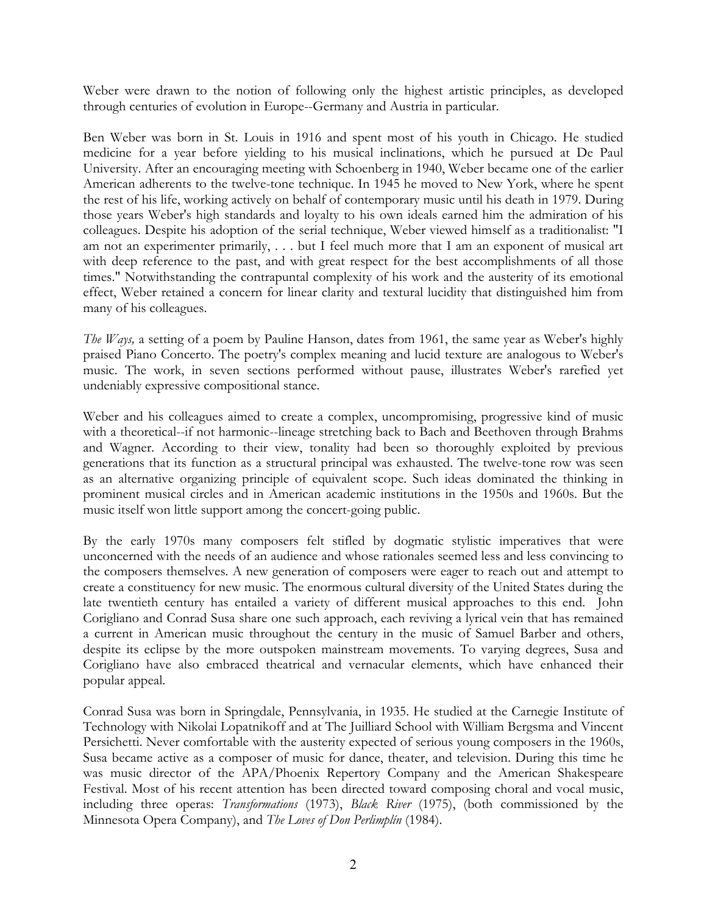Weber were drawn to the notion of following only the highest artistic principles, as developed through centuries of evolution in Europe--Germany and Austria in particular.

Ben Weber was born in St. Louis in 1916 and spent most of his youth in Chicago. He studied medicine for a year before yielding to his musical inclinations, which he pursued at De Paul University. After an encouraging meeting with Schoenberg in 1940, Weber became one of the earlier American adherents to the twelve-tone technique. In 1945 he moved to New York, where he spent the rest of his life, working actively on behalf of contemporary music until his death in 1979. During those years Weber's high standards and loyalty to his own ideals earned him the admiration of his colleagues. Despite his adoption of the serial technique, Weber viewed himself as a traditionalist: "I am not an experimenter primarily, . . . but I feel much more that I am an exponent of musical art with deep reference to the past, and with great respect for the best accomplishments of all those times." Notwithstanding the contrapuntal complexity of his work and the austerity of its emotional effect, Weber retained a concern for linear clarity and textural lucidity that distinguished him from many of his colleagues.

*The Ways,* a setting of a poem by Pauline Hanson, dates from 1961, the same year as Weber's highly praised Piano Concerto. The poetry's complex meaning and lucid texture are analogous to Weber's music. The work, in seven sections performed without pause, illustrates Weber's rarefied yet undeniably expressive compositional stance.

Weber and his colleagues aimed to create a complex, uncompromising, progressive kind of music with a theoretical--if not harmonic--lineage stretching back to Bach and Beethoven through Brahms and Wagner. According to their view, tonality had been so thoroughly exploited by previous generations that its function as a structural principal was exhausted. The twelve-tone row was seen as an alternative organizing principle of equivalent scope. Such ideas dominated the thinking in prominent musical circles and in American academic institutions in the 1950s and 1960s. But the music itself won little support among the concert-going public.

By the early 1970s many composers felt stifled by dogmatic stylistic imperatives that were unconcerned with the needs of an audience and whose rationales seemed less and less convincing to the composers themselves. A new generation of composers were eager to reach out and attempt to create a constituency for new music. The enormous cultural diversity of the United States during the late twentieth century has entailed a variety of different musical approaches to this end. John Corigliano and Conrad Susa share one such approach, each reviving a lyrical vein that has remained a current in American music throughout the century in the music of Samuel Barber and others, despite its eclipse by the more outspoken mainstream movements. To varying degrees, Susa and Corigliano have also embraced theatrical and vernacular elements, which have enhanced their popular appeal.

Conrad Susa was born in Springdale, Pennsylvania, in 1935. He studied at the Carnegie Institute of Technology with Nikolai Lopatnikoff and at The Juilliard School with William Bergsma and Vincent Persichetti. Never comfortable with the austerity expected of serious young composers in the 1960s, Susa became active as a composer of music for dance, theater, and television. During this time he was music director of the APA/Phoenix Repertory Company and the American Shakespeare Festival. Most of his recent attention has been directed toward composing choral and vocal music, including three operas: *Transformations* (1973), *Black River* (1975), (both commissioned by the Minnesota Opera Company), and *The Loves of Don Perlimplín* (1984).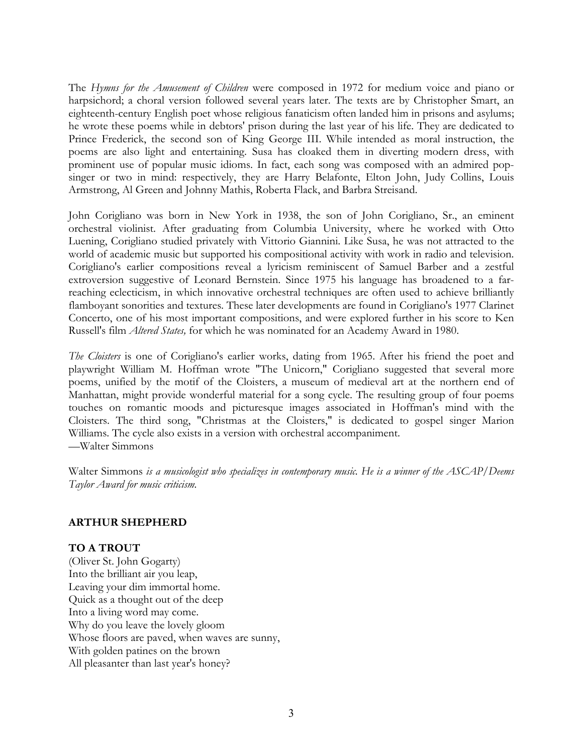The *Hymns for the Amusement of Children* were composed in 1972 for medium voice and piano or harpsichord; a choral version followed several years later. The texts are by Christopher Smart, an eighteenth-century English poet whose religious fanaticism often landed him in prisons and asylums; he wrote these poems while in debtors' prison during the last year of his life. They are dedicated to Prince Frederick, the second son of King George III. While intended as moral instruction, the poems are also light and entertaining. Susa has cloaked them in diverting modern dress, with prominent use of popular music idioms. In fact, each song was composed with an admired pop-singer or two in mind: respectively, they are Harry Belafonte, Elton John, Judy Collins, Louis Armstrong, Al Green and Johnny Mathis, Roberta Flack, and Barbra Streisand.

John Corigliano was born in New York in 1938, the son of John Corigliano, Sr., an eminent orchestral violinist. After graduating from Columbia University, where he worked with Otto Luening, Corigliano studied privately with Vittorio Giannini. Like Susa, he was not attracted to the world of academic music but supported his compositional activity with work in radio and television. Corigliano's earlier compositions reveal a lyricism reminiscent of Samuel Barber and a zestful extroversion suggestive of Leonard Bernstein. Since 1975 his language has broadened to a far-reaching eclecticism, in which innovative orchestral techniques are often used to achieve brilliantly flamboyant sonorities and textures. These later developments are found in Corigliano's 1977 Clarinet Concerto, one of his most important compositions, and were explored further in his score to Ken Russell's film *Altered States,* for which he was nominated for an Academy Award in 1980.

*The Cloisters* is one of Corigliano's earlier works, dating from 1965. After his friend the poet and playwright William M. Hoffman wrote "The Unicorn," Corigliano suggested that several more poems, unified by the motif of the Cloisters, a museum of medieval art at the northern end of Manhattan, might provide wonderful material for a song cycle. The resulting group of four poems touches on romantic moods and picturesque images associated in Hoffman's mind with the Cloisters. The third song, "Christmas at the Cloisters," is dedicated to gospel singer Marion Williams. The cycle also exists in a version with orchestral accompaniment.
—Walter Simmons

Walter Simmons *is a musicologist who specializes in contemporary music. He is a winner of the ASCAP/Deems Taylor Award for music criticism.*

**ARTHUR SHEPHERD**

**TO A TROUT**
(Oliver St. John Gogarty)
Into the brilliant air you leap,
Leaving your dim immortal home.
Quick as a thought out of the deep
Into a living word may come.
Why do you leave the lovely gloom
Whose floors are paved, when waves are sunny,
With golden patines on the brown
All pleasanter than last year's honey?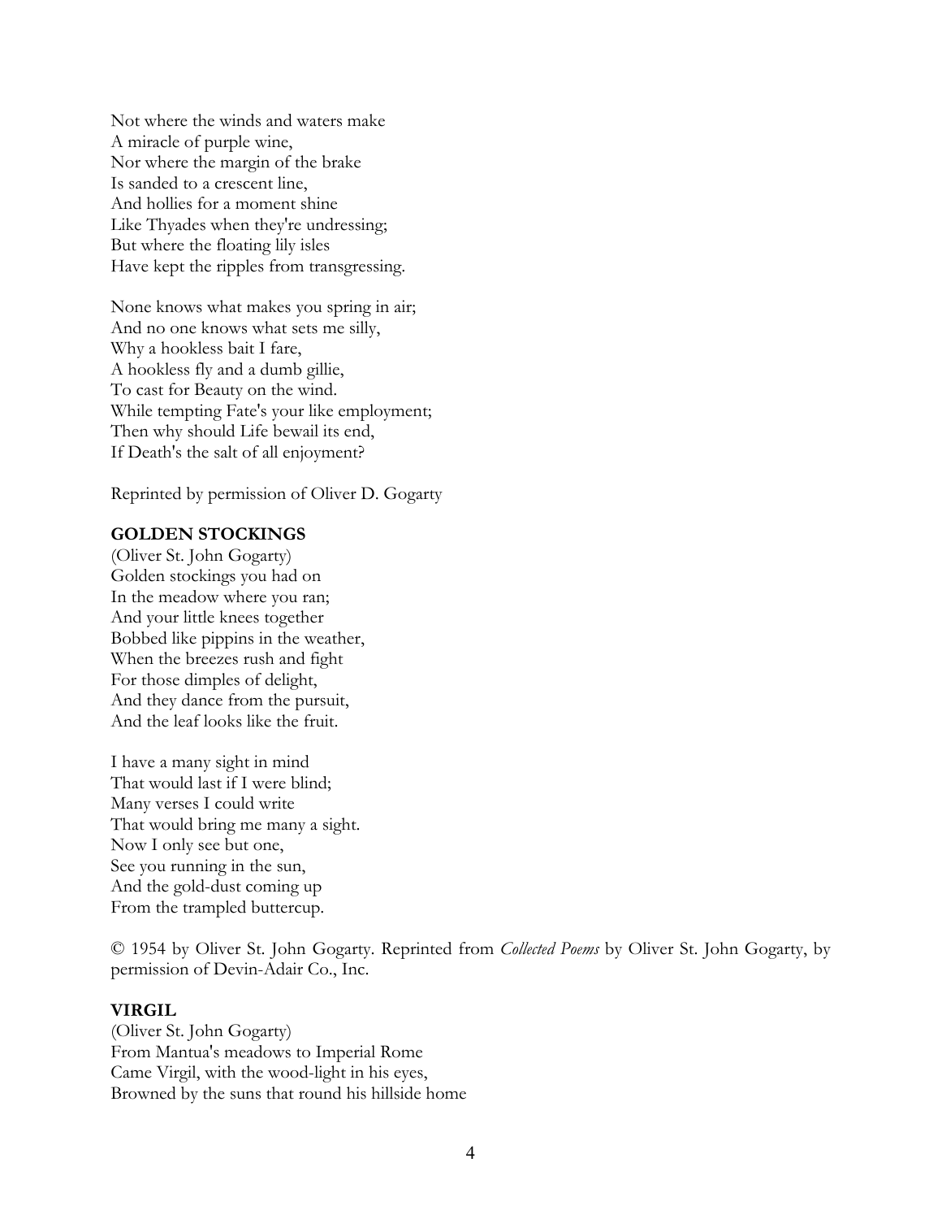Not where the winds and waters make  
A miracle of purple wine,  
Nor where the margin of the brake  
Is sanded to a crescent line,  
And hollies for a moment shine  
Like Thyades when they're undressing;  
But where the floating lily isles  
Have kept the ripples from transgressing.

None knows what makes you spring in air;  
And no one knows what sets me silly,  
Why a hookless bait I fare,  
A hookless fly and a dumb gillie,  
To cast for Beauty on the wind.  
While tempting Fate's your like employment;  
Then why should Life bewail its end,  
If Death's the salt of all enjoyment?

Reprinted by permission of Oliver D. Gogarty

**GOLDEN STOCKINGS**

(Oliver St. John Gogarty)  
Golden stockings you had on  
In the meadow where you ran;  
And your little knees together  
Bobbed like pippins in the weather,  
When the breezes rush and fight  
For those dimples of delight,  
And they dance from the pursuit,  
And the leaf looks like the fruit.

I have a many sight in mind  
That would last if I were blind;  
Many verses I could write  
That would bring me many a sight.  
Now I only see but one,  
See you running in the sun,  
And the gold-dust coming up  
From the trampled buttercup.

© 1954 by Oliver St. John Gogarty. Reprinted from *Collected Poems* by Oliver St. John Gogarty, by permission of Devin-Adair Co., Inc.

**VIRGIL**

(Oliver St. John Gogarty)  
From Mantua's meadows to Imperial Rome  
Came Virgil, with the wood-light in his eyes,  
Browned by the suns that round his hillside home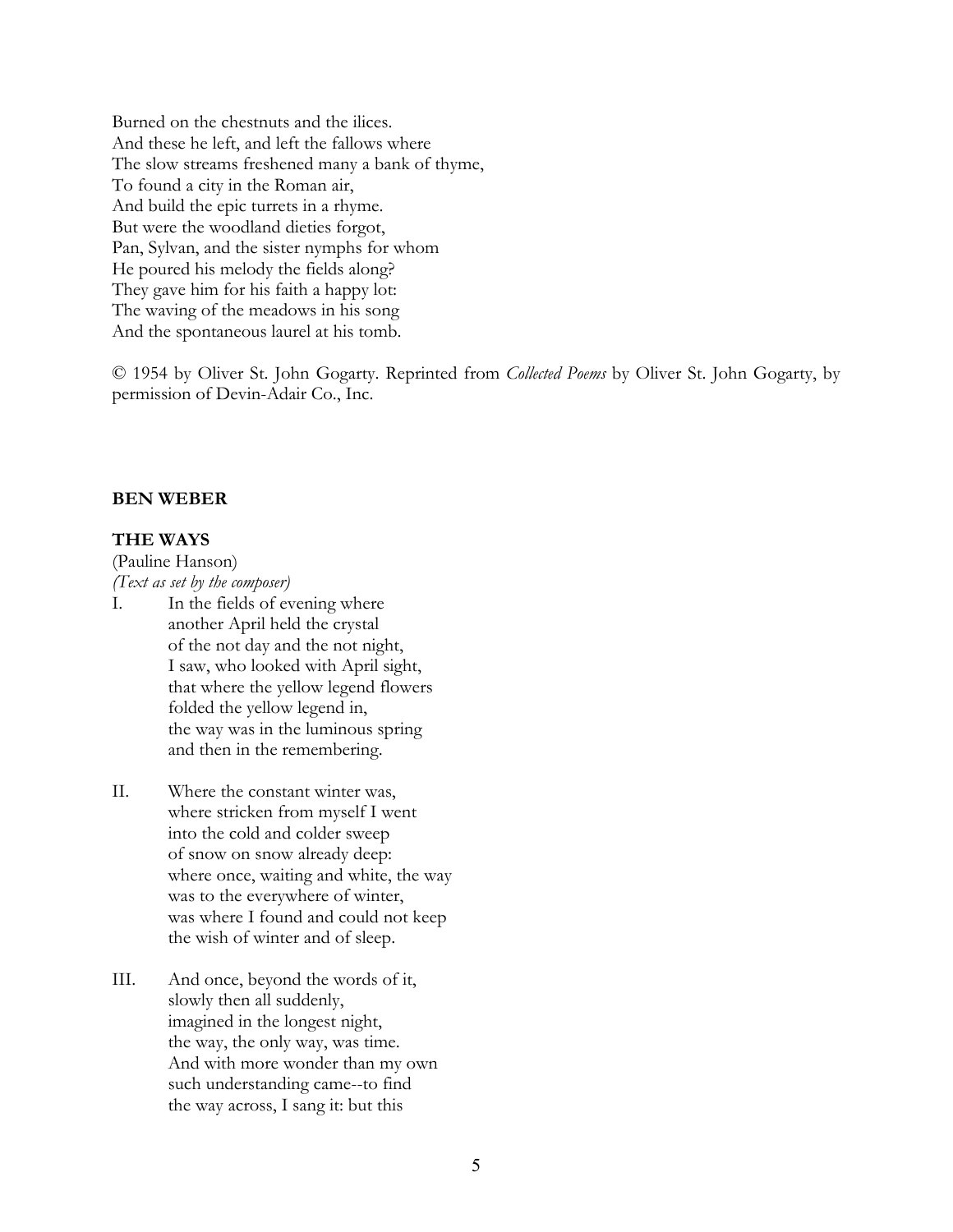Burned on the chestnuts and the ilices.
And these he left, and left the fallows where
The slow streams freshened many a bank of thyme,
To found a city in the Roman air,
And build the epic turrets in a rhyme.
But were the woodland dieties forgot,
Pan, Sylvan, and the sister nymphs for whom
He poured his melody the fields along?
They gave him for his faith a happy lot:
The waving of the meadows in his song
And the spontaneous laurel at his tomb.

© 1954 by Oliver St. John Gogarty. Reprinted from *Collected Poems* by Oliver St. John Gogarty, by permission of Devin-Adair Co., Inc.

**BEN WEBER**

**THE WAYS**

(Pauline Hanson)
*(Text as set by the composer)*

I. In the fields of evening where
another April held the crystal
of the not day and the not night,
I saw, who looked with April sight,
that where the yellow legend flowers
folded the yellow legend in,
the way was in the luminous spring
and then in the remembering.

II. Where the constant winter was,
where stricken from myself I went
into the cold and colder sweep
of snow on snow already deep:
where once, waiting and white, the way
was to the everywhere of winter,
was where I found and could not keep
the wish of winter and of sleep.

III. And once, beyond the words of it,
slowly then all suddenly,
imagined in the longest night,
the way, the only way, was time.
And with more wonder than my own
such understanding came--to find
the way across, I sang it: but this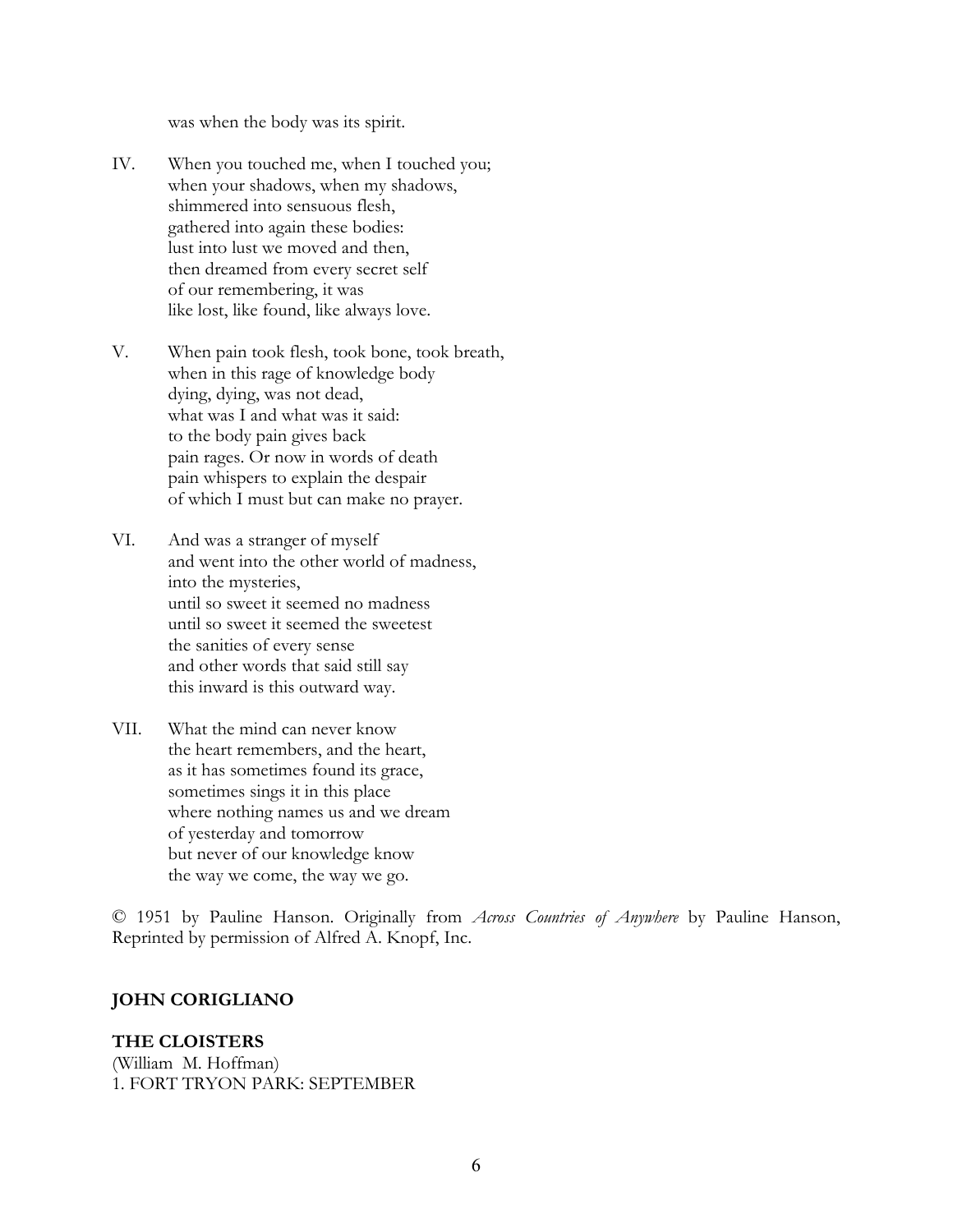was when the body was its spirit.

IV. When you touched me, when I touched you;
when your shadows, when my shadows,
shimmered into sensuous flesh,
gathered into again these bodies:
lust into lust we moved and then,
then dreamed from every secret self
of our remembering, it was
like lost, like found, like always love.

V. When pain took flesh, took bone, took breath,
when in this rage of knowledge body
dying, dying, was not dead,
what was I and what was it said:
to the body pain gives back
pain rages. Or now in words of death
pain whispers to explain the despair
of which I must but can make no prayer.

VI. And was a stranger of myself
and went into the other world of madness,
into the mysteries,
until so sweet it seemed no madness
until so sweet it seemed the sweetest
the sanities of every sense
and other words that said still say
this inward is this outward way.

VII. What the mind can never know
the heart remembers, and the heart,
as it has sometimes found its grace,
sometimes sings it in this place
where nothing names us and we dream
of yesterday and tomorrow
but never of our knowledge know
the way we come, the way we go.

© 1951 by Pauline Hanson. Originally from *Across Countries of Anywhere* by Pauline Hanson, Reprinted by permission of Alfred A. Knopf, Inc.

**JOHN CORIGLIANO**

**THE CLOISTERS**
(William M. Hoffman)
1. FORT TRYON PARK: SEPTEMBER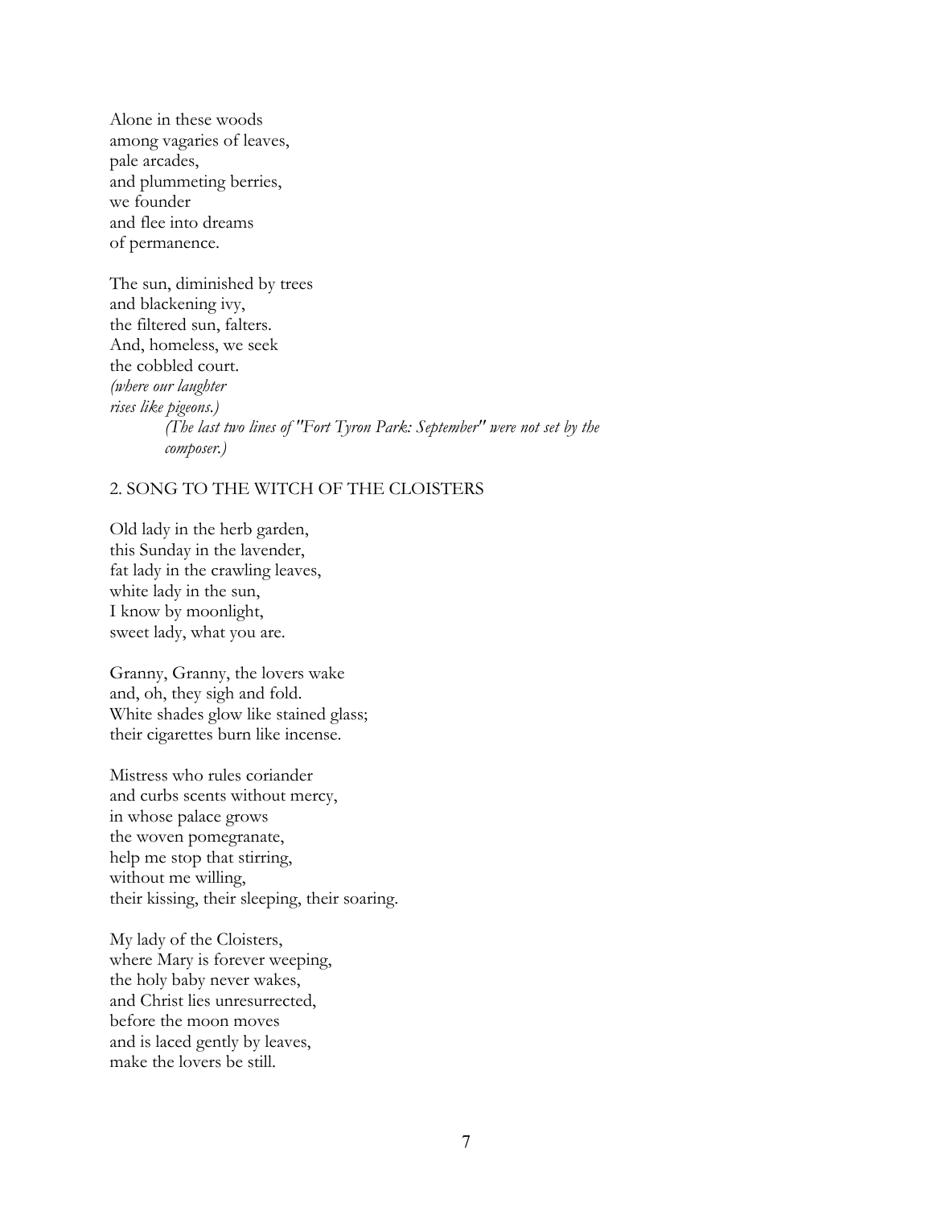Alone in these woods  
among vagaries of leaves,  
pale arcades,  
and plummeting berries,  
we founder  
and flee into dreams  
of permanence.

The sun, diminished by trees  
and blackening ivy,  
the filtered sun, falters.  
And, homeless, we seek  
the cobbled court.  
*(where our laughter*  
*rises like pigeons.)*  
> *(The last two lines of "Fort Tyron Park: September" were not set by the composer.)*

## 2. SONG TO THE WITCH OF THE CLOISTERS

Old lady in the herb garden,  
this Sunday in the lavender,  
fat lady in the crawling leaves,  
white lady in the sun,  
I know by moonlight,  
sweet lady, what you are.

Granny, Granny, the lovers wake  
and, oh, they sigh and fold.  
White shades glow like stained glass;  
their cigarettes burn like incense.

Mistress who rules coriander  
and curbs scents without mercy,  
in whose palace grows  
the woven pomegranate,  
help me stop that stirring,  
without me willing,  
their kissing, their sleeping, their soaring.

My lady of the Cloisters,  
where Mary is forever weeping,  
the holy baby never wakes,  
and Christ lies unresurrected,  
before the moon moves  
and is laced gently by leaves,  
make the lovers be still.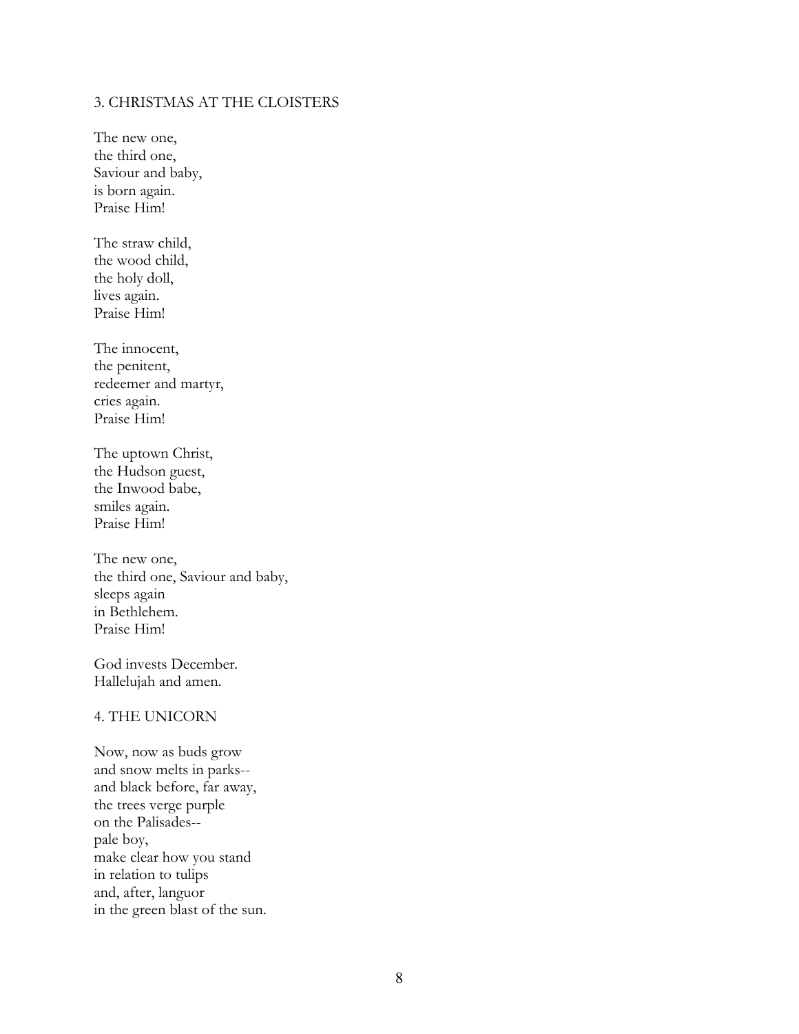### 3. CHRISTMAS AT THE CLOISTERS

The new one,  
the third one,  
Saviour and baby,  
is born again.  
Praise Him!

The straw child,  
the wood child,  
the holy doll,  
lives again.  
Praise Him!

The innocent,  
the penitent,  
redeemer and martyr,  
cries again.  
Praise Him!

The uptown Christ,  
the Hudson guest,  
the Inwood babe,  
smiles again.  
Praise Him!

The new one,  
the third one, Saviour and baby,  
sleeps again  
in Bethlehem.  
Praise Him!

God invests December.  
Hallelujah and amen.

### 4. THE UNICORN

Now, now as buds grow  
and snow melts in parks--  
and black before, far away,  
the trees verge purple  
on the Palisades--  
pale boy,  
make clear how you stand  
in relation to tulips  
and, after, languor  
in the green blast of the sun.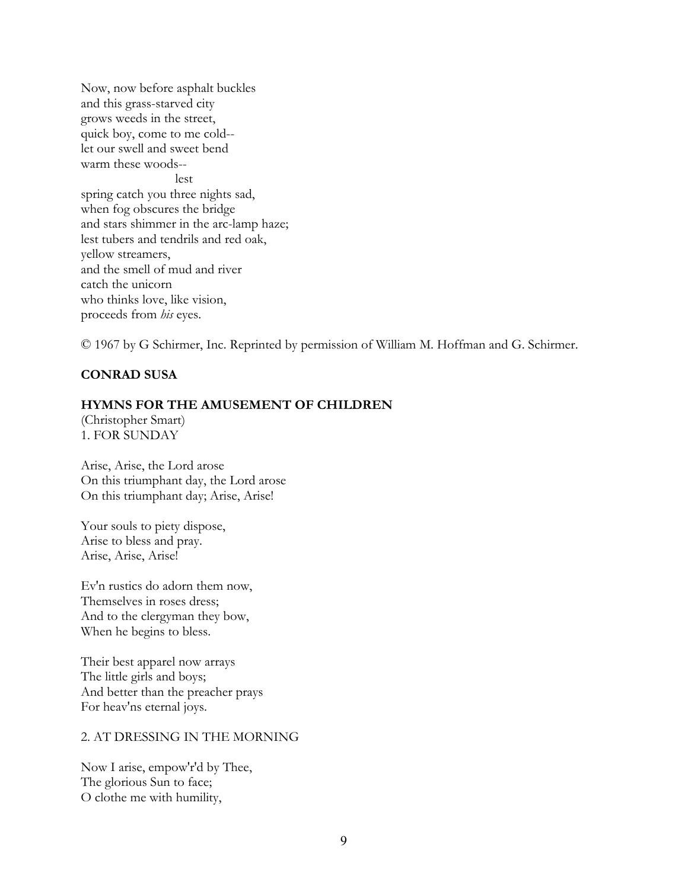Now, now before asphalt buckles
and this grass-starved city
grows weeds in the street,
quick boy, come to me cold--
let our swell and sweet bend
warm these woods--
                        lest
spring catch you three nights sad,
when fog obscures the bridge
and stars shimmer in the arc-lamp haze;
lest tubers and tendrils and red oak,
yellow streamers,
and the smell of mud and river
catch the unicorn
who thinks love, like vision,
proceeds from *his* eyes.

© 1967 by G Schirmer, Inc. Reprinted by permission of William M. Hoffman and G. Schirmer.

**CONRAD SUSA**

**HYMNS FOR THE AMUSEMENT OF CHILDREN**
(Christopher Smart)
1. FOR SUNDAY

Arise, Arise, the Lord arose
On this triumphant day, the Lord arose
On this triumphant day; Arise, Arise!

Your souls to piety dispose,
Arise to bless and pray.
Arise, Arise, Arise!

Ev'n rustics do adorn them now,
Themselves in roses dress;
And to the clergyman they bow,
When he begins to bless.

Their best apparel now arrays
The little girls and boys;
And better than the preacher prays
For heav'ns eternal joys.

2. AT DRESSING IN THE MORNING

Now I arise, empow'r'd by Thee,
The glorious Sun to face;
O clothe me with humility,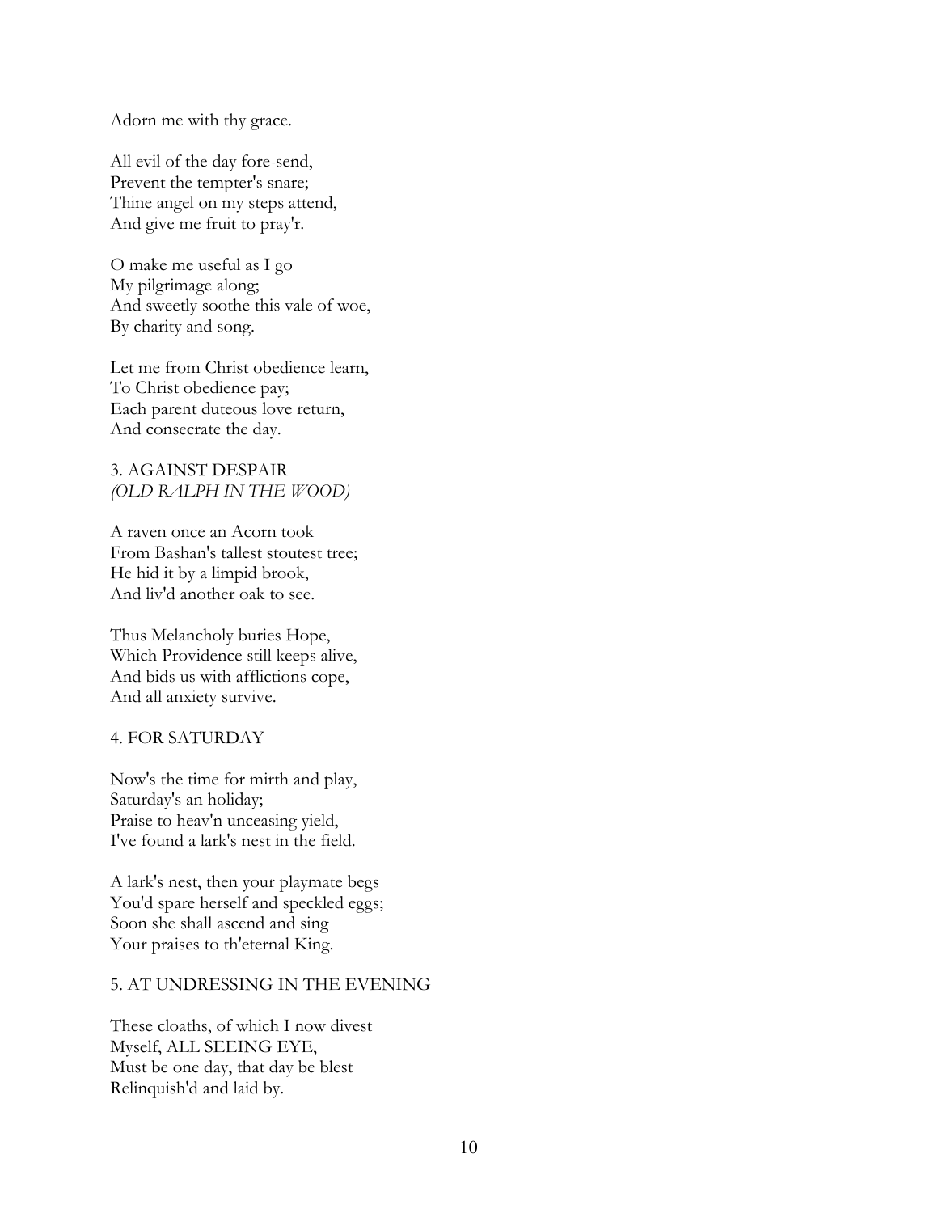Adorn me with thy grace.

All evil of the day fore-send,  
Prevent the tempter's snare;  
Thine angel on my steps attend,  
And give me fruit to pray'r.

O make me useful as I go  
My pilgrimage along;  
And sweetly soothe this vale of woe,  
By charity and song.

Let me from Christ obedience learn,  
To Christ obedience pay;  
Each parent duteous love return,  
And consecrate the day.

## 3. AGAINST DESPAIR
*(OLD RALPH IN THE WOOD)*

A raven once an Acorn took  
From Bashan's tallest stoutest tree;  
He hid it by a limpid brook,  
And liv'd another oak to see.

Thus Melancholy buries Hope,  
Which Providence still keeps alive,  
And bids us with afflictions cope,  
And all anxiety survive.

## 4. FOR SATURDAY

Now's the time for mirth and play,  
Saturday's an holiday;  
Praise to heav'n unceasing yield,  
I've found a lark's nest in the field.

A lark's nest, then your playmate begs  
You'd spare herself and speckled eggs;  
Soon she shall ascend and sing  
Your praises to th'eternal King.

## 5. AT UNDRESSING IN THE EVENING

These cloaths, of which I now divest  
Myself, ALL SEEING EYE,  
Must be one day, that day be blest  
Relinquish'd and laid by.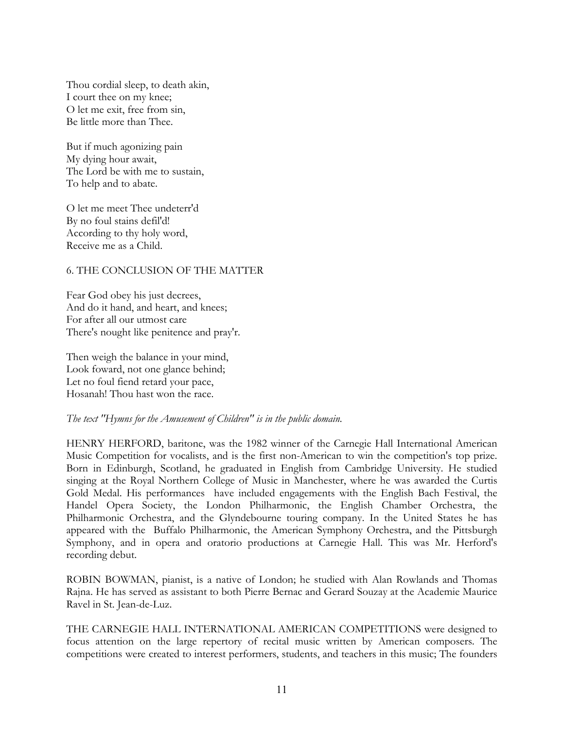Thou cordial sleep, to death akin,
I court thee on my knee;
O let me exit, free from sin,
Be little more than Thee.

But if much agonizing pain
My dying hour await,
The Lord be with me to sustain,
To help and to abate.

O let me meet Thee undeterr'd
By no foul stains defil'd!
According to thy holy word,
Receive me as a Child.

6. THE CONCLUSION OF THE MATTER

Fear God obey his just decrees,
And do it hand, and heart, and knees;
For after all our utmost care
There's nought like penitence and pray'r.

Then weigh the balance in your mind,
Look foward, not one glance behind;
Let no foul fiend retard your pace,
Hosanah! Thou hast won the race.

*The text "Hymns for the Amusement of Children" is in the public domain.*

HENRY HERFORD, baritone, was the 1982 winner of the Carnegie Hall International American Music Competition for vocalists, and is the first non-American to win the competition's top prize. Born in Edinburgh, Scotland, he graduated in English from Cambridge University. He studied singing at the Royal Northern College of Music in Manchester, where he was awarded the Curtis Gold Medal. His performances have included engagements with the English Bach Festival, the Handel Opera Society, the London Philharmonic, the English Chamber Orchestra, the Philharmonic Orchestra, and the Glyndebourne touring company. In the United States he has appeared with the Buffalo Philharmonic, the American Symphony Orchestra, and the Pittsburgh Symphony, and in opera and oratorio productions at Carnegie Hall. This was Mr. Herford's recording debut.

ROBIN BOWMAN, pianist, is a native of London; he studied with Alan Rowlands and Thomas Rajna. He has served as assistant to both Pierre Bernac and Gerard Souzay at the Academie Maurice Ravel in St. Jean-de-Luz.

THE CARNEGIE HALL INTERNATIONAL AMERICAN COMPETITIONS were designed to focus attention on the large repertory of recital music written by American composers. The competitions were created to interest performers, students, and teachers in this music; The founders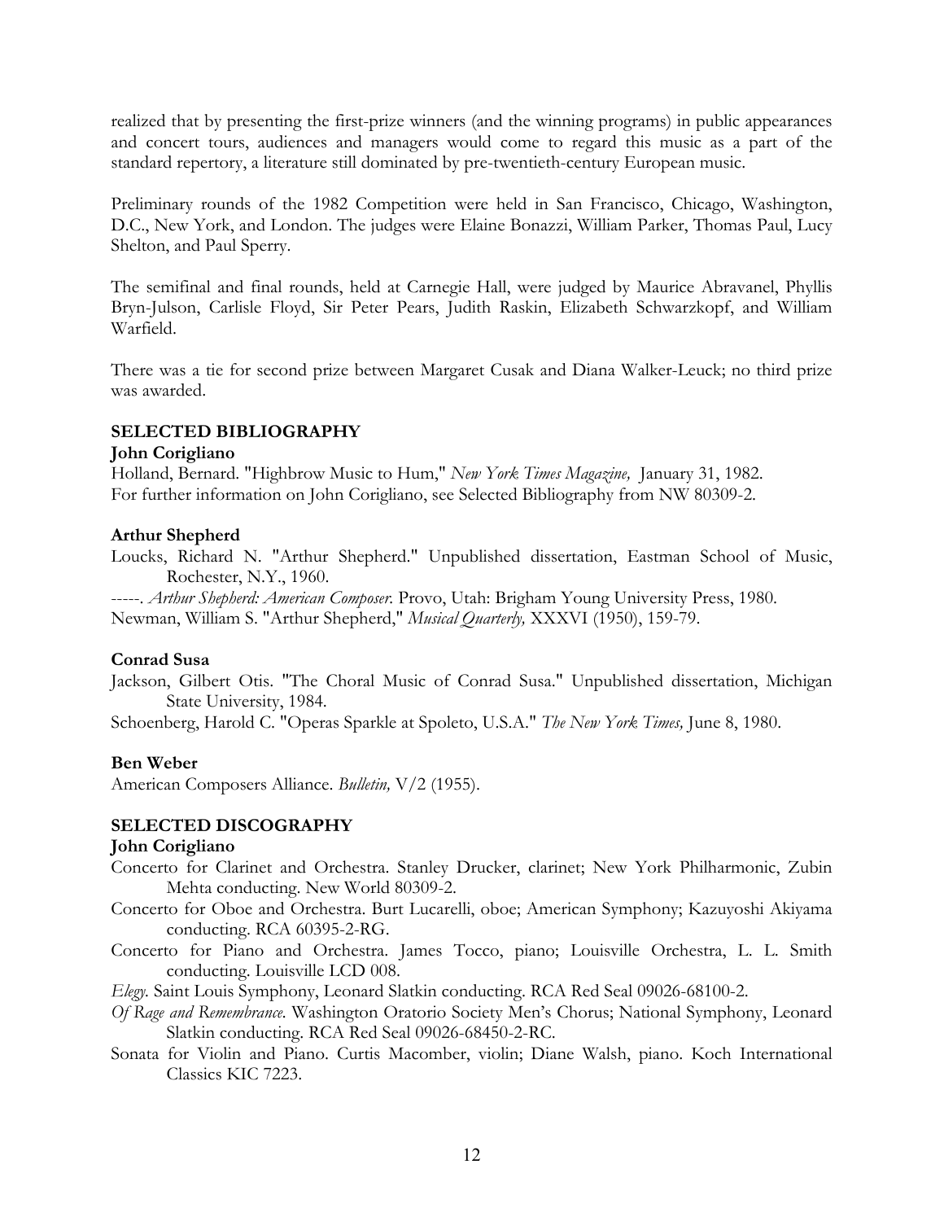realized that by presenting the first-prize winners (and the winning programs) in public appearances and concert tours, audiences and managers would come to regard this music as a part of the standard repertory, a literature still dominated by pre-twentieth-century European music.

Preliminary rounds of the 1982 Competition were held in San Francisco, Chicago, Washington, D.C., New York, and London. The judges were Elaine Bonazzi, William Parker, Thomas Paul, Lucy Shelton, and Paul Sperry.

The semifinal and final rounds, held at Carnegie Hall, were judged by Maurice Abravanel, Phyllis Bryn-Julson, Carlisle Floyd, Sir Peter Pears, Judith Raskin, Elizabeth Schwarzkopf, and William Warfield.

There was a tie for second prize between Margaret Cusak and Diana Walker-Leuck; no third prize was awarded.

## SELECTED BIBLIOGRAPHY

**John Corigliano**

Holland, Bernard. "Highbrow Music to Hum," *New York Times Magazine,* January 31, 1982.
For further information on John Corigliano, see Selected Bibliography from NW 80309-2.

**Arthur Shepherd**

Loucks, Richard N. "Arthur Shepherd." Unpublished dissertation, Eastman School of Music, Rochester, N.Y., 1960.

-----. *Arthur Shepherd: American Composer.* Provo, Utah: Brigham Young University Press, 1980.

Newman, William S. "Arthur Shepherd," *Musical Quarterly,* XXXVI (1950), 159-79.

**Conrad Susa**

Jackson, Gilbert Otis. "The Choral Music of Conrad Susa." Unpublished dissertation, Michigan State University, 1984.

Schoenberg, Harold C. "Operas Sparkle at Spoleto, U.S.A." *The New York Times,* June 8, 1980.

**Ben Weber**

American Composers Alliance. *Bulletin,* V/2 (1955).

## SELECTED DISCOGRAPHY

**John Corigliano**

Concerto for Clarinet and Orchestra. Stanley Drucker, clarinet; New York Philharmonic, Zubin Mehta conducting. New World 80309-2.

Concerto for Oboe and Orchestra. Burt Lucarelli, oboe; American Symphony; Kazuyoshi Akiyama conducting. RCA 60395-2-RG.

Concerto for Piano and Orchestra. James Tocco, piano; Louisville Orchestra, L. L. Smith conducting. Louisville LCD 008.

*Elegy.* Saint Louis Symphony, Leonard Slatkin conducting. RCA Red Seal 09026-68100-2.

*Of Rage and Remembrance.* Washington Oratorio Society Men's Chorus; National Symphony, Leonard Slatkin conducting. RCA Red Seal 09026-68450-2-RC.

Sonata for Violin and Piano. Curtis Macomber, violin; Diane Walsh, piano. Koch International Classics KIC 7223.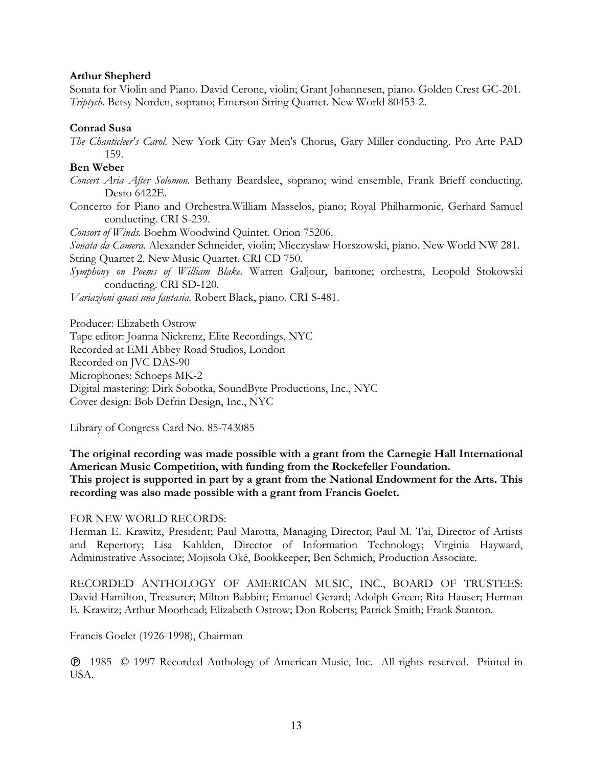**Arthur Shepherd**

Sonata for Violin and Piano. David Cerone, violin; Grant Johannesen, piano. Golden Crest GC-201.
*Triptych.* Betsy Norden, soprano; Emerson String Quartet. New World 80453-2.

**Conrad Susa**

*The Chanticleer's Carol.* New York City Gay Men's Chorus, Gary Miller conducting. Pro Arte PAD 159.

**Ben Weber**

*Concert Aria After Solomon.* Bethany Beardslee, soprano; wind ensemble, Frank Brieff conducting. Desto 6422E.
Concerto for Piano and Orchestra.William Masselos, piano; Royal Philharmonic, Gerhard Samuel conducting. CRI S-239.
*Consort of Winds.* Boehm Woodwind Quintet. Orion 75206.
*Sonata da Camera.* Alexander Schneider, violin; Mieczyslaw Horszowski, piano. New World NW 281.
String Quartet 2. New Music Quartet. CRI CD 750.
*Symphony on Poems of William Blake.* Warren Galjour, baritone; orchestra, Leopold Stokowski conducting. CRI SD-120.
*Variazioni quasi una fantasia.* Robert Black, piano. CRI S-481.

Producer: Elizabeth Ostrow
Tape editor: Joanna Nickrenz, Elite Recordings, NYC
Recorded at EMI Abbey Road Studios, London
Recorded on JVC DAS-90
Microphones: Schoeps MK-2
Digital mastering: Dirk Sobotka, SoundByte Productions, Inc., NYC
Cover design: Bob Defrin Design, Inc., NYC

Library of Congress Card No. 85-743085

**The original recording was made possible with a grant from the Carnegie Hall International American Music Competition, with funding from the Rockefeller Foundation.**
**This project is supported in part by a grant from the National Endowment for the Arts. This recording was also made possible with a grant from Francis Goelet.**

FOR NEW WORLD RECORDS:
Herman E. Krawitz, President; Paul Marotta, Managing Director; Paul M. Tai, Director of Artists and Repertory; Lisa Kahlden, Director of Information Technology; Virginia Hayward, Administrative Associate; Mojisola Oké, Bookkeeper; Ben Schmich, Production Associate.

RECORDED ANTHOLOGY OF AMERICAN MUSIC, INC., BOARD OF TRUSTEES: David Hamilton, Treasurer; Milton Babbitt; Emanuel Gerard; Adolph Green; Rita Hauser; Herman E. Krawitz; Arthur Moorhead; Elizabeth Ostrow; Don Roberts; Patrick Smith; Frank Stanton.

Francis Goelet (1926-1998), Chairman

℗ 1985 © 1997 Recorded Anthology of American Music, Inc. All rights reserved. Printed in USA.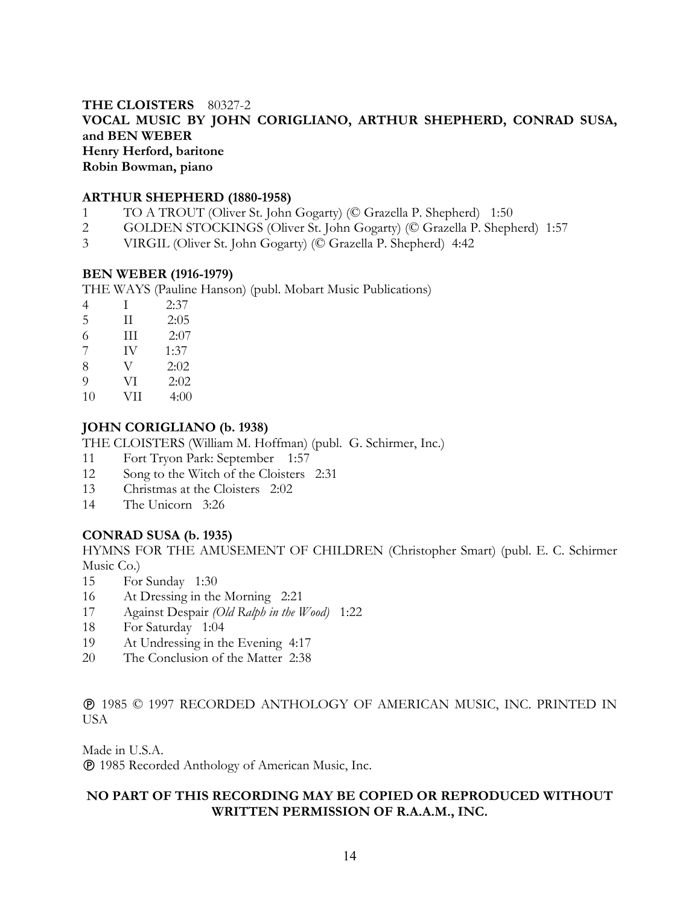**THE CLOISTERS** 80327-2
**VOCAL MUSIC BY JOHN CORIGLIANO, ARTHUR SHEPHERD, CONRAD SUSA, and BEN WEBER**
**Henry Herford, baritone**
**Robin Bowman, piano**

**ARTHUR SHEPHERD (1880-1958)**

1 TO A TROUT (Oliver St. John Gogarty) (© Grazella P. Shepherd) 1:50
2 GOLDEN STOCKINGS (Oliver St. John Gogarty) (© Grazella P. Shepherd) 1:57
3 VIRGIL (Oliver St. John Gogarty) (© Grazella P. Shepherd) 4:42

**BEN WEBER (1916-1979)**

THE WAYS (Pauline Hanson) (publ. Mobart Music Publications)

4 I 2:37
5 II 2:05
6 III 2:07
7 IV 1:37
8 V 2:02
9 VI 2:02
10 VII 4:00

**JOHN CORIGLIANO (b. 1938)**

THE CLOISTERS (William M. Hoffman) (publ. G. Schirmer, Inc.)

11 Fort Tryon Park: September 1:57
12 Song to the Witch of the Cloisters 2:31
13 Christmas at the Cloisters 2:02
14 The Unicorn 3:26

**CONRAD SUSA (b. 1935)**

HYMNS FOR THE AMUSEMENT OF CHILDREN (Christopher Smart) (publ. E. C. Schirmer Music Co.)

15 For Sunday 1:30
16 At Dressing in the Morning 2:21
17 Against Despair *(Old Ralph in the Wood)* 1:22
18 For Saturday 1:04
19 At Undressing in the Evening 4:17
20 The Conclusion of the Matter 2:38

℗ 1985 © 1997 RECORDED ANTHOLOGY OF AMERICAN MUSIC, INC. PRINTED IN USA

Made in U.S.A.
℗ 1985 Recorded Anthology of American Music, Inc.

**NO PART OF THIS RECORDING MAY BE COPIED OR REPRODUCED WITHOUT WRITTEN PERMISSION OF R.A.A.M., INC.**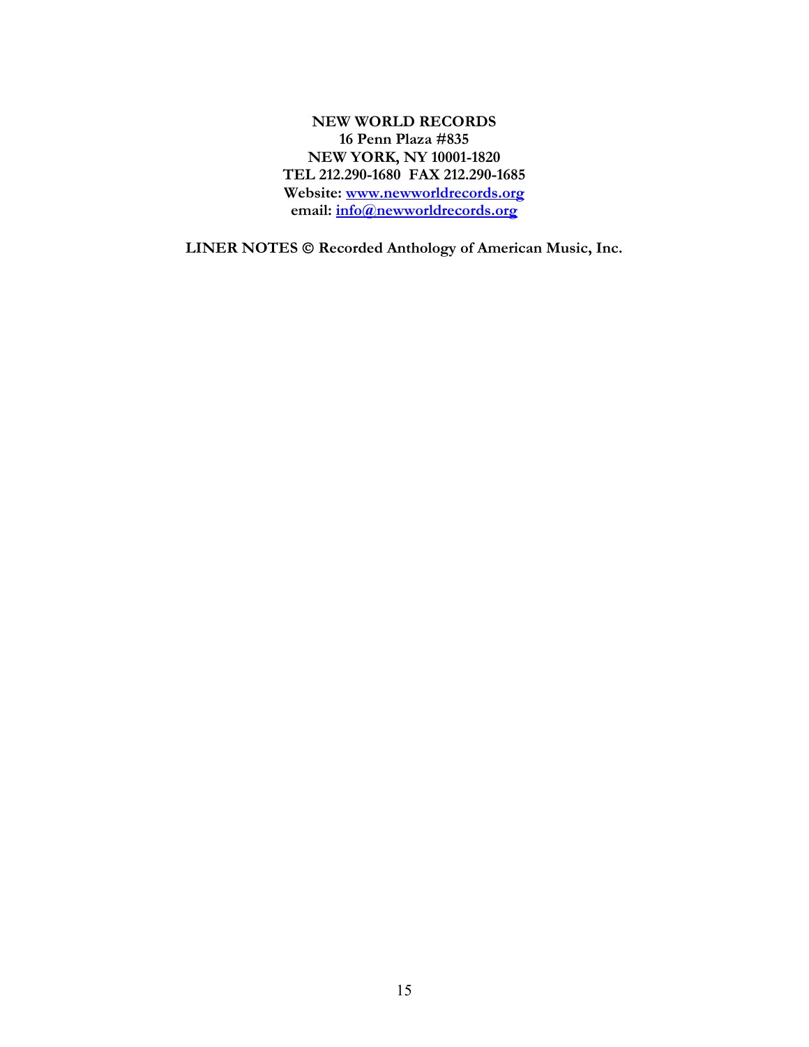**NEW WORLD RECORDS**
**16 Penn Plaza #835**
**NEW YORK, NY 10001-1820**
**TEL 212.290-1680 FAX 212.290-1685**
**Website: [www.newworldrecords.org](http://www.newworldrecords.org)**
**email: [info@newworldrecords.org](mailto:info@newworldrecords.org)**

**LINER NOTES © Recorded Anthology of American Music, Inc.**